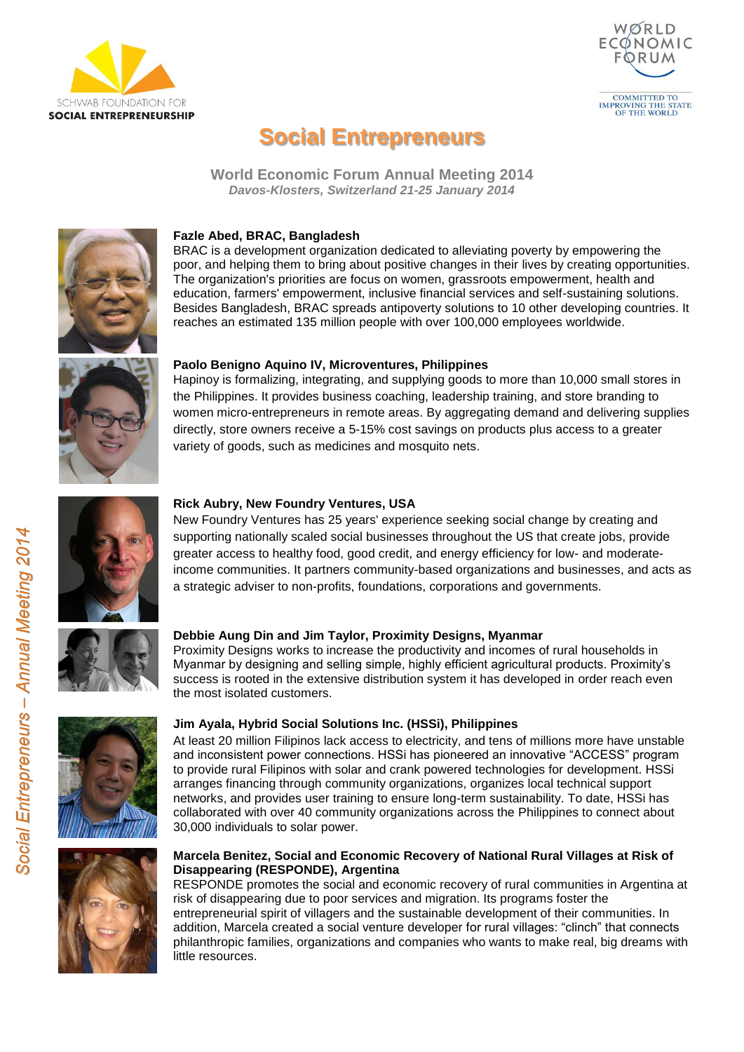SCHWAB FOUNDATION FOR
**SOCIAL ENTREPRENEURSHIP**

WORLD ECONOMIC FORUM
COMMITTED TO IMPROVING THE STATE OF THE WORLD

# Social Entrepreneurs

**World Economic Forum Annual Meeting 2014**
***Davos-Klosters, Switzerland 21-25 January 2014***

**Fazle Abed, BRAC, Bangladesh**
BRAC is a development organization dedicated to alleviating poverty by empowering the poor, and helping them to bring about positive changes in their lives by creating opportunities. The organization's priorities are focus on women, grassroots empowerment, health and education, farmers' empowerment, inclusive financial services and self-sustaining solutions. Besides Bangladesh, BRAC spreads antipoverty solutions to 10 other developing countries. It reaches an estimated 135 million people with over 100,000 employees worldwide.

**Paolo Benigno Aquino IV, Microventures, Philippines**
Hapinoy is formalizing, integrating, and supplying goods to more than 10,000 small stores in the Philippines. It provides business coaching, leadership training, and store branding to women micro-entrepreneurs in remote areas. By aggregating demand and delivering supplies directly, store owners receive a 5-15% cost savings on products plus access to a greater variety of goods, such as medicines and mosquito nets.

**Rick Aubry, New Foundry Ventures, USA**
New Foundry Ventures has 25 years' experience seeking social change by creating and supporting nationally scaled social businesses throughout the US that create jobs, provide greater access to healthy food, good credit, and energy efficiency for low- and moderate-income communities. It partners community-based organizations and businesses, and acts as a strategic adviser to non-profits, foundations, corporations and governments.

**Debbie Aung Din and Jim Taylor, Proximity Designs, Myanmar**
Proximity Designs works to increase the productivity and incomes of rural households in Myanmar by designing and selling simple, highly efficient agricultural products. Proximity's success is rooted in the extensive distribution system it has developed in order reach even the most isolated customers.

**Jim Ayala, Hybrid Social Solutions Inc. (HSSi), Philippines**
At least 20 million Filipinos lack access to electricity, and tens of millions more have unstable and inconsistent power connections. HSSi has pioneered an innovative "ACCESS" program to provide rural Filipinos with solar and crank powered technologies for development. HSSi arranges financing through community organizations, organizes local technical support networks, and provides user training to ensure long-term sustainability. To date, HSSi has collaborated with over 40 community organizations across the Philippines to connect about 30,000 individuals to solar power.

**Marcela Benitez, Social and Economic Recovery of National Rural Villages at Risk of Disappearing (RESPONDE), Argentina**
RESPONDE promotes the social and economic recovery of rural communities in Argentina at risk of disappearing due to poor services and migration. Its programs foster the entrepreneurial spirit of villagers and the sustainable development of their communities. In addition, Marcela created a social venture developer for rural villages: "clinch" that connects philanthropic families, organizations and companies who wants to make real, big dreams with little resources.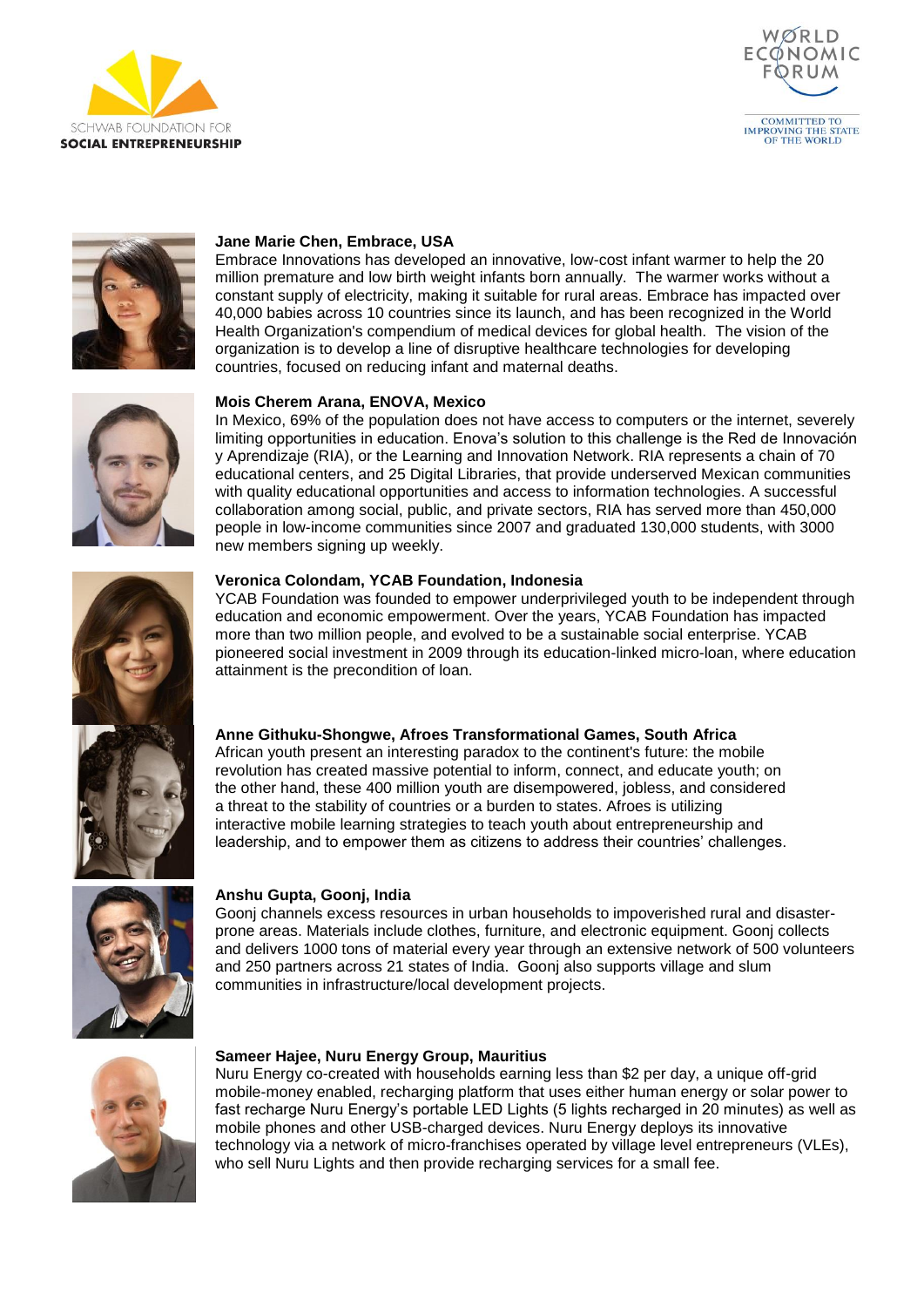**Jane Marie Chen, Embrace, USA**

Embrace Innovations has developed an innovative, low-cost infant warmer to help the 20 million premature and low birth weight infants born annually. The warmer works without a constant supply of electricity, making it suitable for rural areas. Embrace has impacted over 40,000 babies across 10 countries since its launch, and has been recognized in the World Health Organization's compendium of medical devices for global health. The vision of the organization is to develop a line of disruptive healthcare technologies for developing countries, focused on reducing infant and maternal deaths.

**Mois Cherem Arana, ENOVA, Mexico**

In Mexico, 69% of the population does not have access to computers or the internet, severely limiting opportunities in education. Enova's solution to this challenge is the Red de Innovación y Aprendizaje (RIA), or the Learning and Innovation Network. RIA represents a chain of 70 educational centers, and 25 Digital Libraries, that provide underserved Mexican communities with quality educational opportunities and access to information technologies. A successful collaboration among social, public, and private sectors, RIA has served more than 450,000 people in low-income communities since 2007 and graduated 130,000 students, with 3000 new members signing up weekly.

**Veronica Colondam, YCAB Foundation, Indonesia**

YCAB Foundation was founded to empower underprivileged youth to be independent through education and economic empowerment. Over the years, YCAB Foundation has impacted more than two million people, and evolved to be a sustainable social enterprise. YCAB pioneered social investment in 2009 through its education-linked micro-loan, where education attainment is the precondition of loan.

**Anne Githuku-Shongwe, Afroes Transformational Games, South Africa**

African youth present an interesting paradox to the continent's future: the mobile revolution has created massive potential to inform, connect, and educate youth; on the other hand, these 400 million youth are disempowered, jobless, and considered a threat to the stability of countries or a burden to states. Afroes is utilizing interactive mobile learning strategies to teach youth about entrepreneurship and leadership, and to empower them as citizens to address their countries' challenges.

**Anshu Gupta, Goonj, India**

Goonj channels excess resources in urban households to impoverished rural and disaster-prone areas. Materials include clothes, furniture, and electronic equipment. Goonj collects and delivers 1000 tons of material every year through an extensive network of 500 volunteers and 250 partners across 21 states of India. Goonj also supports village and slum communities in infrastructure/local development projects.

**Sameer Hajee, Nuru Energy Group, Mauritius**

Nuru Energy co-created with households earning less than $2 per day, a unique off-grid mobile-money enabled, recharging platform that uses either human energy or solar power to fast recharge Nuru Energy's portable LED Lights (5 lights recharged in 20 minutes) as well as mobile phones and other USB-charged devices. Nuru Energy deploys its innovative technology via a network of micro-franchises operated by village level entrepreneurs (VLEs), who sell Nuru Lights and then provide recharging services for a small fee.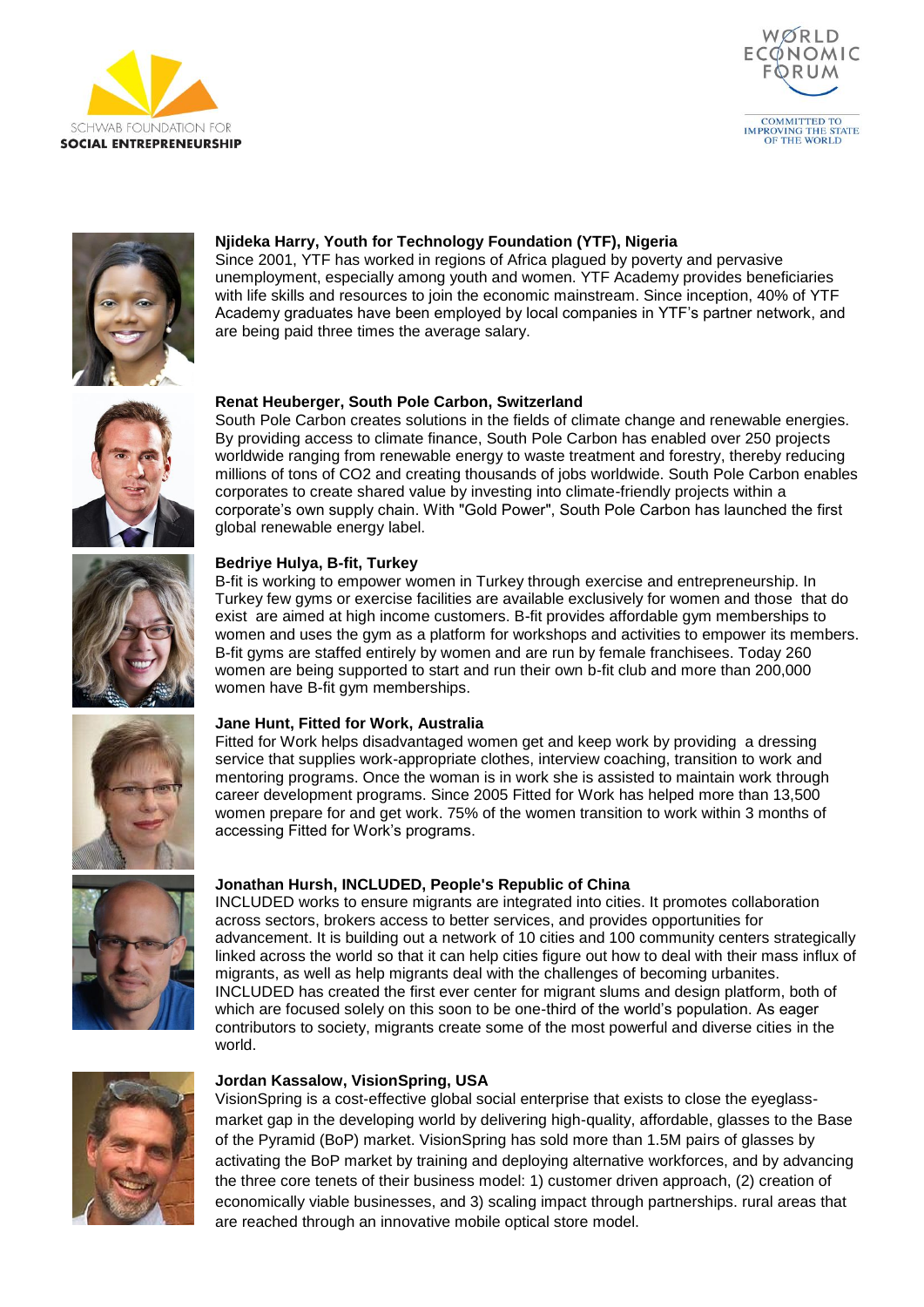**Njideka Harry, Youth for Technology Foundation (YTF), Nigeria**
Since 2001, YTF has worked in regions of Africa plagued by poverty and pervasive unemployment, especially among youth and women. YTF Academy provides beneficiaries with life skills and resources to join the economic mainstream. Since inception, 40% of YTF Academy graduates have been employed by local companies in YTF's partner network, and are being paid three times the average salary.

**Renat Heuberger, South Pole Carbon, Switzerland**
South Pole Carbon creates solutions in the fields of climate change and renewable energies. By providing access to climate finance, South Pole Carbon has enabled over 250 projects worldwide ranging from renewable energy to waste treatment and forestry, thereby reducing millions of tons of $CO_2$ and creating thousands of jobs worldwide. South Pole Carbon enables corporates to create shared value by investing into climate-friendly projects within a corporate's own supply chain. With "Gold Power", South Pole Carbon has launched the first global renewable energy label.

**Bedriye Hulya, B-fit, Turkey**
B-fit is working to empower women in Turkey through exercise and entrepreneurship. In Turkey few gyms or exercise facilities are available exclusively for women and those that do exist are aimed at high income customers. B-fit provides affordable gym memberships to women and uses the gym as a platform for workshops and activities to empower its members. B-fit gyms are staffed entirely by women and are run by female franchisees. Today 260 women are being supported to start and run their own b-fit club and more than 200,000 women have B-fit gym memberships.

**Jane Hunt, Fitted for Work, Australia**
Fitted for Work helps disadvantaged women get and keep work by providing a dressing service that supplies work-appropriate clothes, interview coaching, transition to work and mentoring programs. Once the woman is in work she is assisted to maintain work through career development programs. Since 2005 Fitted for Work has helped more than 13,500 women prepare for and get work. 75% of the women transition to work within 3 months of accessing Fitted for Work's programs.

**Jonathan Hursh, INCLUDED, People's Republic of China**
INCLUDED works to ensure migrants are integrated into cities. It promotes collaboration across sectors, brokers access to better services, and provides opportunities for advancement. It is building out a network of 10 cities and 100 community centers strategically linked across the world so that it can help cities figure out how to deal with their mass influx of migrants, as well as help migrants deal with the challenges of becoming urbanites. INCLUDED has created the first ever center for migrant slums and design platform, both of which are focused solely on this soon to be one-third of the world's population. As eager contributors to society, migrants create some of the most powerful and diverse cities in the world.

**Jordan Kassalow, VisionSpring, USA**
VisionSpring is a cost-effective global social enterprise that exists to close the eyeglass-market gap in the developing world by delivering high-quality, affordable, glasses to the Base of the Pyramid (BoP) market. VisionSpring has sold more than 1.5M pairs of glasses by activating the BoP market by training and deploying alternative workforces, and by advancing the three core tenets of their business model: 1) customer driven approach, (2) creation of economically viable businesses, and 3) scaling impact through partnerships. rural areas that are reached through an innovative mobile optical store model.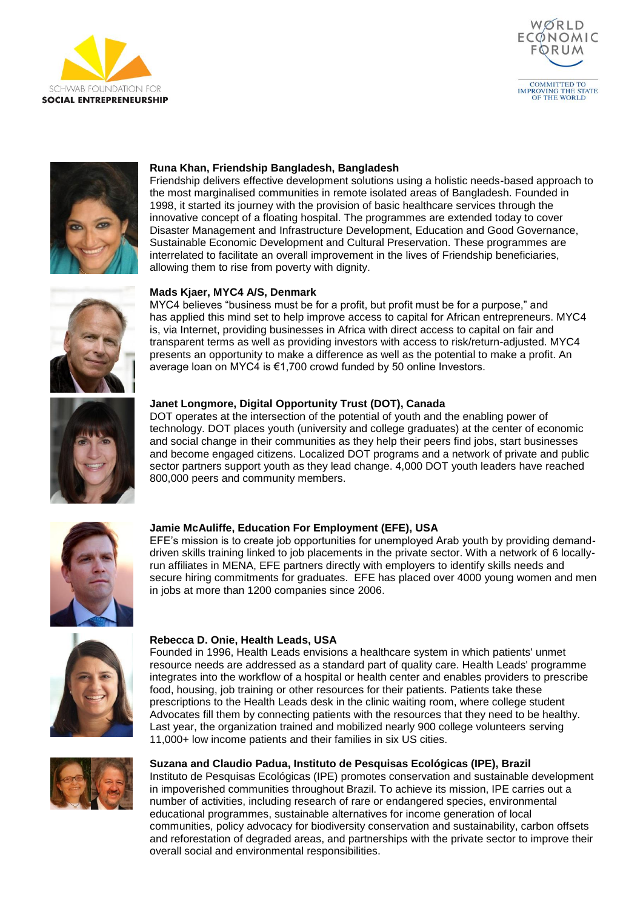**Runa Khan, Friendship Bangladesh, Bangladesh**
Friendship delivers effective development solutions using a holistic needs-based approach to the most marginalised communities in remote isolated areas of Bangladesh. Founded in 1998, it started its journey with the provision of basic healthcare services through the innovative concept of a floating hospital. The programmes are extended today to cover Disaster Management and Infrastructure Development, Education and Good Governance, Sustainable Economic Development and Cultural Preservation. These programmes are interrelated to facilitate an overall improvement in the lives of Friendship beneficiaries, allowing them to rise from poverty with dignity.

**Mads Kjaer, MYC4 A/S, Denmark**
MYC4 believes "business must be for a profit, but profit must be for a purpose," and has applied this mind set to help improve access to capital for African entrepreneurs. MYC4 is, via Internet, providing businesses in Africa with direct access to capital on fair and transparent terms as well as providing investors with access to risk/return-adjusted. MYC4 presents an opportunity to make a difference as well as the potential to make a profit. An average loan on MYC4 is €1,700 crowd funded by 50 online Investors.

**Janet Longmore, Digital Opportunity Trust (DOT), Canada**
DOT operates at the intersection of the potential of youth and the enabling power of technology. DOT places youth (university and college graduates) at the center of economic and social change in their communities as they help their peers find jobs, start businesses and become engaged citizens. Localized DOT programs and a network of private and public sector partners support youth as they lead change. 4,000 DOT youth leaders have reached 800,000 peers and community members.

**Jamie McAuliffe, Education For Employment (EFE), USA**
EFE's mission is to create job opportunities for unemployed Arab youth by providing demand-driven skills training linked to job placements in the private sector. With a network of 6 locally-run affiliates in MENA, EFE partners directly with employers to identify skills needs and secure hiring commitments for graduates. EFE has placed over 4000 young women and men in jobs at more than 1200 companies since 2006.

**Rebecca D. Onie, Health Leads, USA**
Founded in 1996, Health Leads envisions a healthcare system in which patients' unmet resource needs are addressed as a standard part of quality care. Health Leads' programme integrates into the workflow of a hospital or health center and enables providers to prescribe food, housing, job training or other resources for their patients. Patients take these prescriptions to the Health Leads desk in the clinic waiting room, where college student Advocates fill them by connecting patients with the resources that they need to be healthy. Last year, the organization trained and mobilized nearly 900 college volunteers serving 11,000+ low income patients and their families in six US cities.

**Suzana and Claudio Padua, Instituto de Pesquisas Ecológicas (IPE), Brazil**
Instituto de Pesquisas Ecológicas (IPE) promotes conservation and sustainable development in impoverished communities throughout Brazil. To achieve its mission, IPE carries out a number of activities, including research of rare or endangered species, environmental educational programmes, sustainable alternatives for income generation of local communities, policy advocacy for biodiversity conservation and sustainability, carbon offsets and reforestation of degraded areas, and partnerships with the private sector to improve their overall social and environmental responsibilities.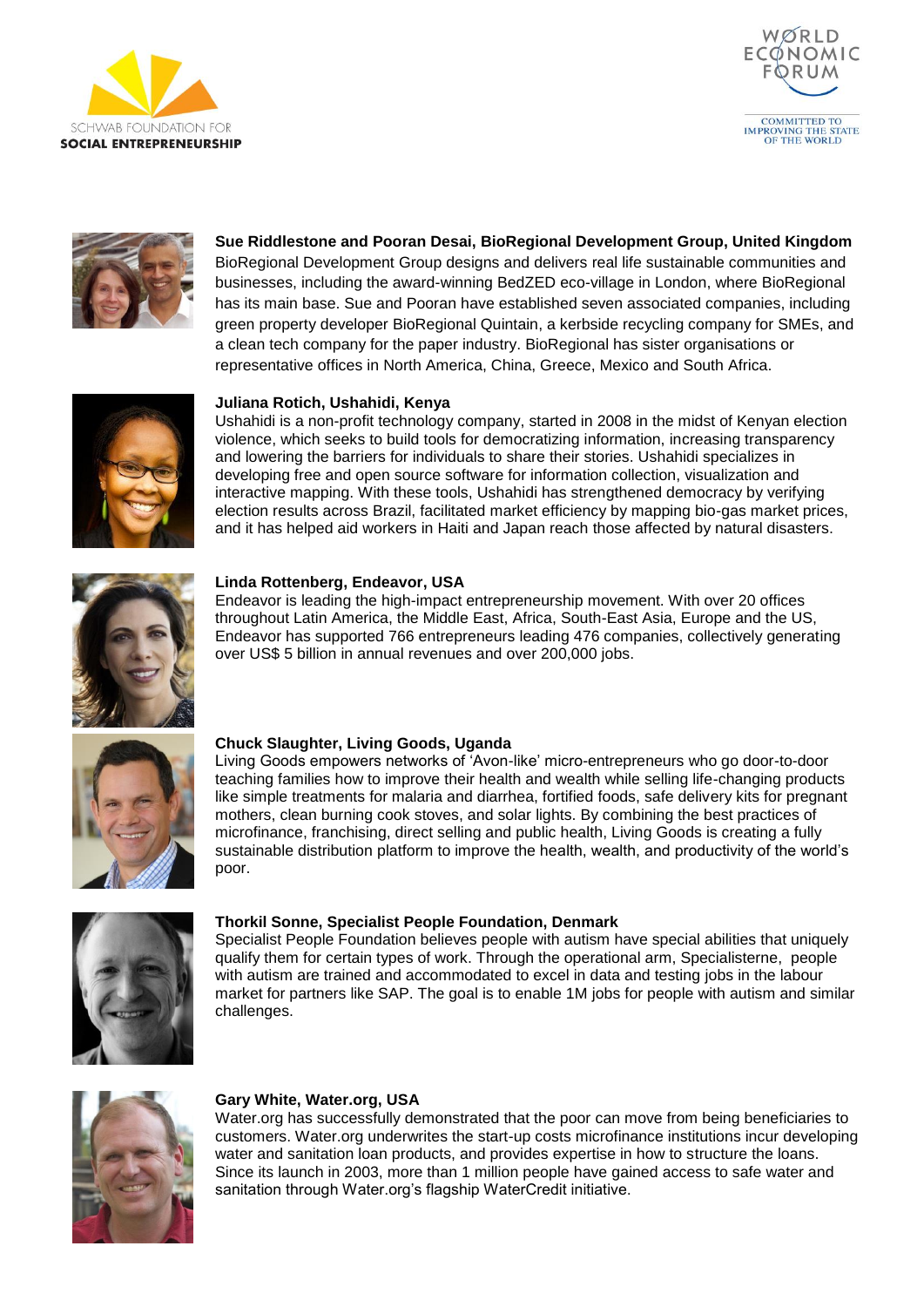**Sue Riddlestone and Pooran Desai, BioRegional Development Group, United Kingdom**
BioRegional Development Group designs and delivers real life sustainable communities and businesses, including the award-winning BedZED eco-village in London, where BioRegional has its main base. Sue and Pooran have established seven associated companies, including green property developer BioRegional Quintain, a kerbside recycling company for SMEs, and a clean tech company for the paper industry. BioRegional has sister organisations or representative offices in North America, China, Greece, Mexico and South Africa.

**Juliana Rotich, Ushahidi, Kenya**
Ushahidi is a non-profit technology company, started in 2008 in the midst of Kenyan election violence, which seeks to build tools for democratizing information, increasing transparency and lowering the barriers for individuals to share their stories. Ushahidi specializes in developing free and open source software for information collection, visualization and interactive mapping. With these tools, Ushahidi has strengthened democracy by verifying election results across Brazil, facilitated market efficiency by mapping bio-gas market prices, and it has helped aid workers in Haiti and Japan reach those affected by natural disasters.

**Linda Rottenberg, Endeavor, USA**
Endeavor is leading the high-impact entrepreneurship movement. With over 20 offices throughout Latin America, the Middle East, Africa, South-East Asia, Europe and the US, Endeavor has supported 766 entrepreneurs leading 476 companies, collectively generating over US$ 5 billion in annual revenues and over 200,000 jobs.

**Chuck Slaughter, Living Goods, Uganda**
Living Goods empowers networks of 'Avon-like' micro-entrepreneurs who go door-to-door teaching families how to improve their health and wealth while selling life-changing products like simple treatments for malaria and diarrhea, fortified foods, safe delivery kits for pregnant mothers, clean burning cook stoves, and solar lights. By combining the best practices of microfinance, franchising, direct selling and public health, Living Goods is creating a fully sustainable distribution platform to improve the health, wealth, and productivity of the world's poor.

**Thorkil Sonne, Specialist People Foundation, Denmark**
Specialist People Foundation believes people with autism have special abilities that uniquely qualify them for certain types of work. Through the operational arm, Specialisterne, people with autism are trained and accommodated to excel in data and testing jobs in the labour market for partners like SAP. The goal is to enable 1M jobs for people with autism and similar challenges.

**Gary White, Water.org, USA**
Water.org has successfully demonstrated that the poor can move from being beneficiaries to customers. Water.org underwrites the start-up costs microfinance institutions incur developing water and sanitation loan products, and provides expertise in how to structure the loans. Since its launch in 2003, more than 1 million people have gained access to safe water and sanitation through Water.org's flagship WaterCredit initiative.